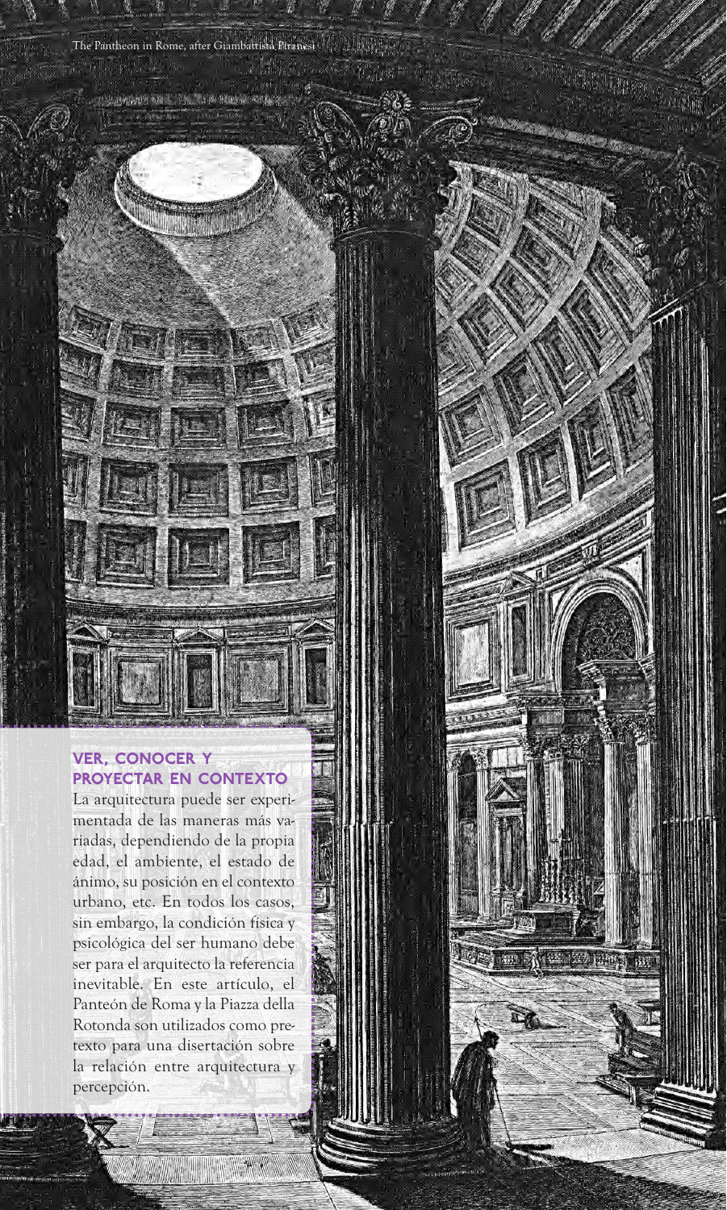The Pantheon in Rome, after Giambattista Piranesi

## VER, CONOCER Y PROYECTAR EN CONTEXTO

La arquitectura puede ser experimentada de las maneras más variadas, dependiendo de la propia edad, el ambiente, el estado de ánimo, su posición en el contexto urbano, etc. En todos los casos, sin embargo, la condición física y psicológica del ser humano debe ser para el arquitecto la referencia inevitable. En este artículo, el Panteón de Roma y la Piazza della Rotonda son utilizados como pretexto para una disertación sobre la relación entre arquitectura y percepción.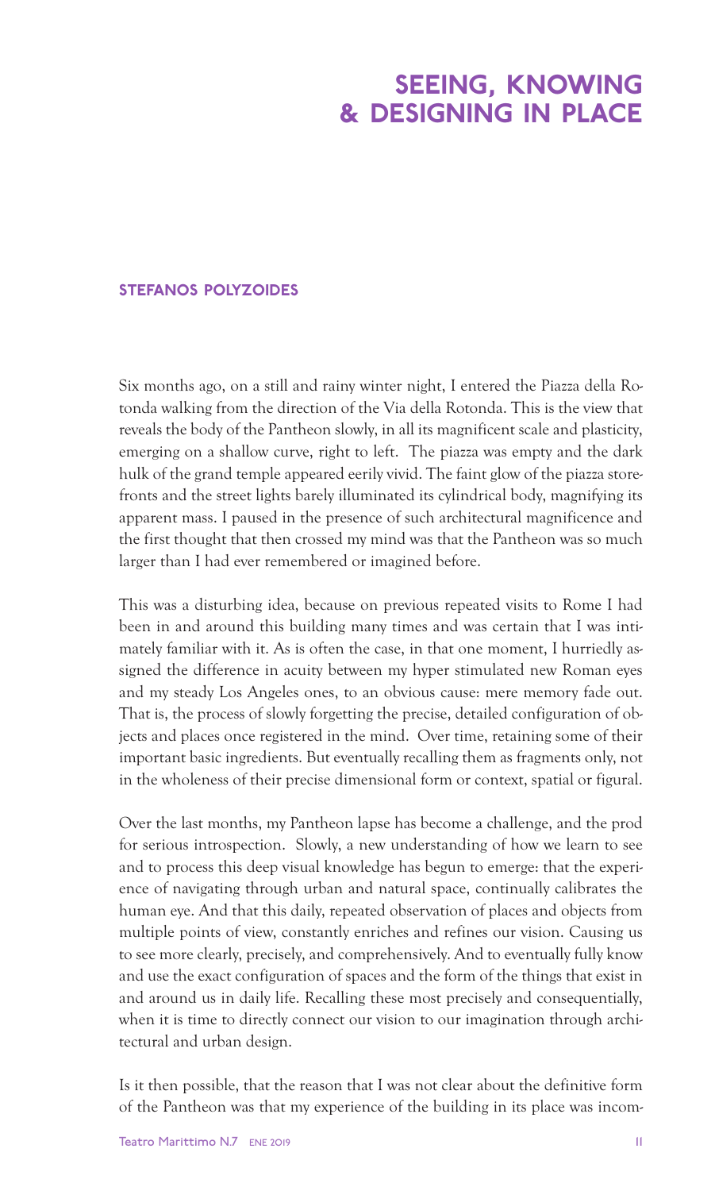# SEEING, KNOWING & DESIGNING IN PLACE

**STEFANOS POLYZOIDES**

Six months ago, on a still and rainy winter night, I entered the Piazza della Rotonda walking from the direction of the Via della Rotonda. This is the view that reveals the body of the Pantheon slowly, in all its magnificent scale and plasticity, emerging on a shallow curve, right to left. The piazza was empty and the dark hulk of the grand temple appeared eerily vivid. The faint glow of the piazza storefronts and the street lights barely illuminated its cylindrical body, magnifying its apparent mass. I paused in the presence of such architectural magnificence and the first thought that then crossed my mind was that the Pantheon was so much larger than I had ever remembered or imagined before.

This was a disturbing idea, because on previous repeated visits to Rome I had been in and around this building many times and was certain that I was intimately familiar with it. As is often the case, in that one moment, I hurriedly assigned the difference in acuity between my hyper stimulated new Roman eyes and my steady Los Angeles ones, to an obvious cause: mere memory fade out. That is, the process of slowly forgetting the precise, detailed configuration of objects and places once registered in the mind. Over time, retaining some of their important basic ingredients. But eventually recalling them as fragments only, not in the wholeness of their precise dimensional form or context, spatial or figural.

Over the last months, my Pantheon lapse has become a challenge, and the prod for serious introspection. Slowly, a new understanding of how we learn to see and to process this deep visual knowledge has begun to emerge: that the experience of navigating through urban and natural space, continually calibrates the human eye. And that this daily, repeated observation of places and objects from multiple points of view, constantly enriches and refines our vision. Causing us to see more clearly, precisely, and comprehensively. And to eventually fully know and use the exact configuration of spaces and the form of the things that exist in and around us in daily life. Recalling these most precisely and consequentially, when it is time to directly connect our vision to our imagination through architectural and urban design.

Is it then possible, that the reason that I was not clear about the definitive form of the Pantheon was that my experience of the building in its place was incom-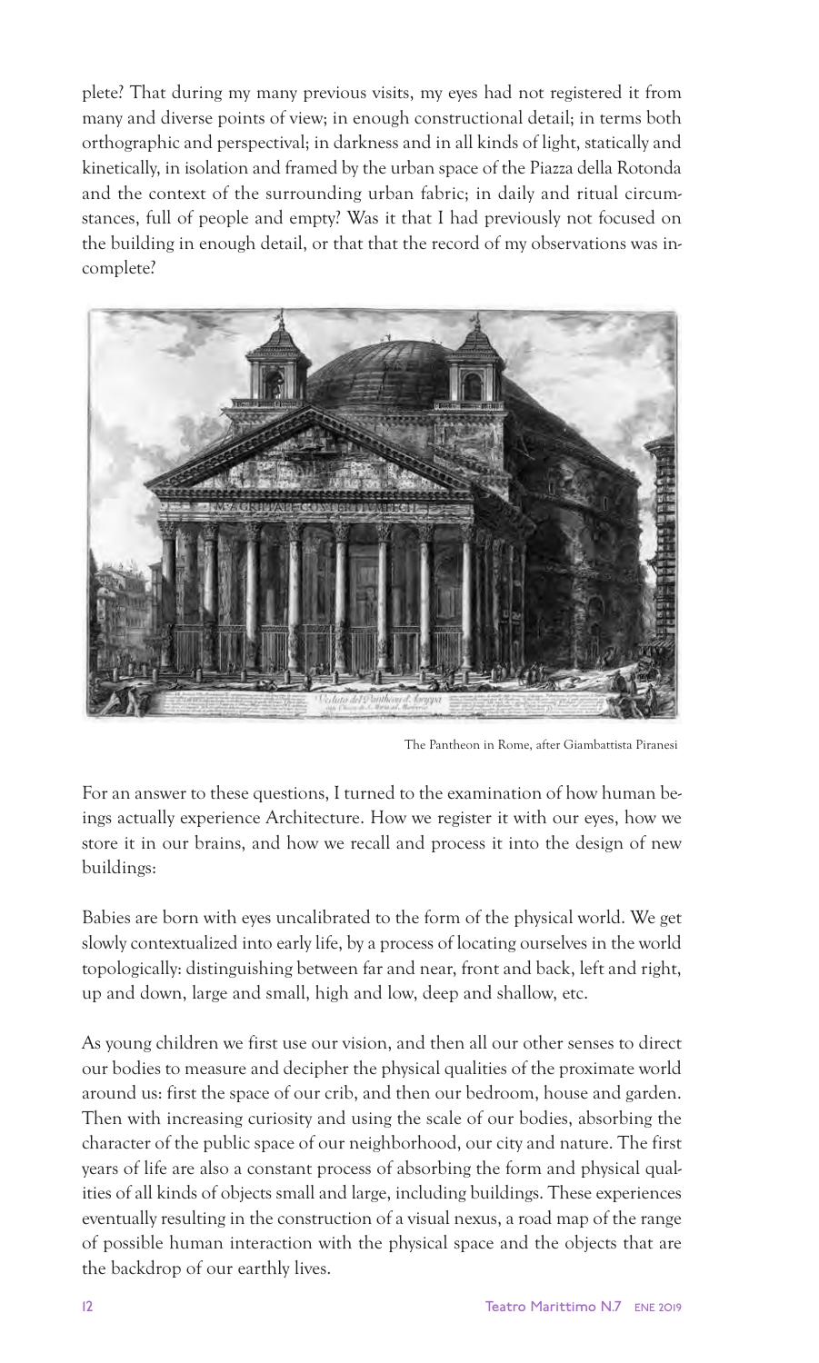plete? That during my many previous visits, my eyes had not registered it from many and diverse points of view; in enough constructional detail; in terms both orthographic and perspectival; in darkness and in all kinds of light, statically and kinetically, in isolation and framed by the urban space of the Piazza della Rotonda and the context of the surrounding urban fabric; in daily and ritual circumstances, full of people and empty? Was it that I had previously not focused on the building in enough detail, or that that the record of my observations was incomplete?

The Pantheon in Rome, after Giambattista Piranesi

For an answer to these questions, I turned to the examination of how human beings actually experience Architecture. How we register it with our eyes, how we store it in our brains, and how we recall and process it into the design of new buildings:

Babies are born with eyes uncalibrated to the form of the physical world. We get slowly contextualized into early life, by a process of locating ourselves in the world topologically: distinguishing between far and near, front and back, left and right, up and down, large and small, high and low, deep and shallow, etc.

As young children we first use our vision, and then all our other senses to direct our bodies to measure and decipher the physical qualities of the proximate world around us: first the space of our crib, and then our bedroom, house and garden. Then with increasing curiosity and using the scale of our bodies, absorbing the character of the public space of our neighborhood, our city and nature. The first years of life are also a constant process of absorbing the form and physical qualities of all kinds of objects small and large, including buildings. These experiences eventually resulting in the construction of a visual nexus, a road map of the range of possible human interaction with the physical space and the objects that are the backdrop of our earthly lives.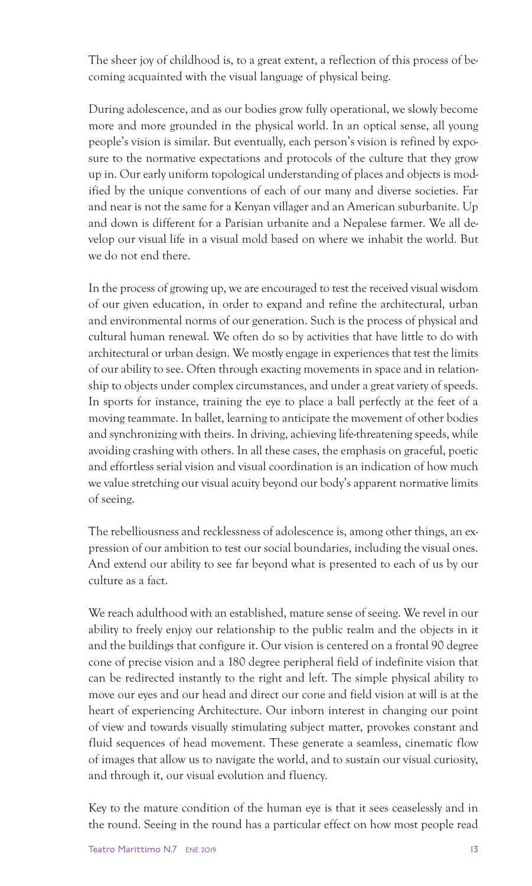The sheer joy of childhood is, to a great extent, a reflection of this process of becoming acquainted with the visual language of physical being.

During adolescence, and as our bodies grow fully operational, we slowly become more and more grounded in the physical world. In an optical sense, all young people's vision is similar. But eventually, each person's vision is refined by exposure to the normative expectations and protocols of the culture that they grow up in. Our early uniform topological understanding of places and objects is modified by the unique conventions of each of our many and diverse societies. Far and near is not the same for a Kenyan villager and an American suburbanite. Up and down is different for a Parisian urbanite and a Nepalese farmer. We all develop our visual life in a visual mold based on where we inhabit the world. But we do not end there.

In the process of growing up, we are encouraged to test the received visual wisdom of our given education, in order to expand and refine the architectural, urban and environmental norms of our generation. Such is the process of physical and cultural human renewal. We often do so by activities that have little to do with architectural or urban design. We mostly engage in experiences that test the limits of our ability to see. Often through exacting movements in space and in relationship to objects under complex circumstances, and under a great variety of speeds. In sports for instance, training the eye to place a ball perfectly at the feet of a moving teammate. In ballet, learning to anticipate the movement of other bodies and synchronizing with theirs. In driving, achieving life-threatening speeds, while avoiding crashing with others. In all these cases, the emphasis on graceful, poetic and effortless serial vision and visual coordination is an indication of how much we value stretching our visual acuity beyond our body's apparent normative limits of seeing.

The rebelliousness and recklessness of adolescence is, among other things, an expression of our ambition to test our social boundaries, including the visual ones. And extend our ability to see far beyond what is presented to each of us by our culture as a fact.

We reach adulthood with an established, mature sense of seeing. We revel in our ability to freely enjoy our relationship to the public realm and the objects in it and the buildings that configure it. Our vision is centered on a frontal 90 degree cone of precise vision and a 180 degree peripheral field of indefinite vision that can be redirected instantly to the right and left. The simple physical ability to move our eyes and our head and direct our cone and field vision at will is at the heart of experiencing Architecture. Our inborn interest in changing our point of view and towards visually stimulating subject matter, provokes constant and fluid sequences of head movement. These generate a seamless, cinematic flow of images that allow us to navigate the world, and to sustain our visual curiosity, and through it, our visual evolution and fluency.

Key to the mature condition of the human eye is that it sees ceaselessly and in the round. Seeing in the round has a particular effect on how most people read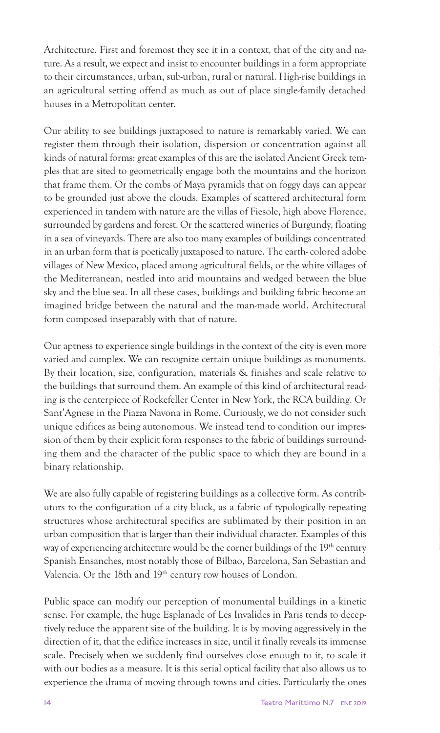Architecture. First and foremost they see it in a context, that of the city and nature. As a result, we expect and insist to encounter buildings in a form appropriate to their circumstances, urban, sub-urban, rural or natural. High-rise buildings in an agricultural setting offend as much as out of place single-family detached houses in a Metropolitan center.

Our ability to see buildings juxtaposed to nature is remarkably varied. We can register them through their isolation, dispersion or concentration against all kinds of natural forms: great examples of this are the isolated Ancient Greek temples that are sited to geometrically engage both the mountains and the horizon that frame them. Or the combs of Maya pyramids that on foggy days can appear to be grounded just above the clouds. Examples of scattered architectural form experienced in tandem with nature are the villas of Fiesole, high above Florence, surrounded by gardens and forest. Or the scattered wineries of Burgundy, floating in a sea of vineyards. There are also too many examples of buildings concentrated in an urban form that is poetically juxtaposed to nature. The earth- colored adobe villages of New Mexico, placed among agricultural fields, or the white villages of the Mediterranean, nestled into arid mountains and wedged between the blue sky and the blue sea. In all these cases, buildings and building fabric become an imagined bridge between the natural and the man-made world. Architectural form composed inseparably with that of nature.

Our aptness to experience single buildings in the context of the city is even more varied and complex. We can recognize certain unique buildings as monuments. By their location, size, configuration, materials & finishes and scale relative to the buildings that surround them. An example of this kind of architectural reading is the centerpiece of Rockefeller Center in New York, the RCA building. Or Sant'Agnese in the Piazza Navona in Rome. Curiously, we do not consider such unique edifices as being autonomous. We instead tend to condition our impression of them by their explicit form responses to the fabric of buildings surrounding them and the character of the public space to which they are bound in a binary relationship.

We are also fully capable of registering buildings as a collective form. As contributors to the configuration of a city block, as a fabric of typologically repeating structures whose architectural specifics are sublimated by their position in an urban composition that is larger than their individual character. Examples of this way of experiencing architecture would be the corner buildings of the 19th century Spanish Ensanches, most notably those of Bilbao, Barcelona, San Sebastian and Valencia. Or the 18th and 19th century row houses of London.

Public space can modify our perception of monumental buildings in a kinetic sense. For example, the huge Esplanade of Les Invalides in Paris tends to deceptively reduce the apparent size of the building. It is by moving aggressively in the direction of it, that the edifice increases in size, until it finally reveals its immense scale. Precisely when we suddenly find ourselves close enough to it, to scale it with our bodies as a measure. It is this serial optical facility that also allows us to experience the drama of moving through towns and cities. Particularly the ones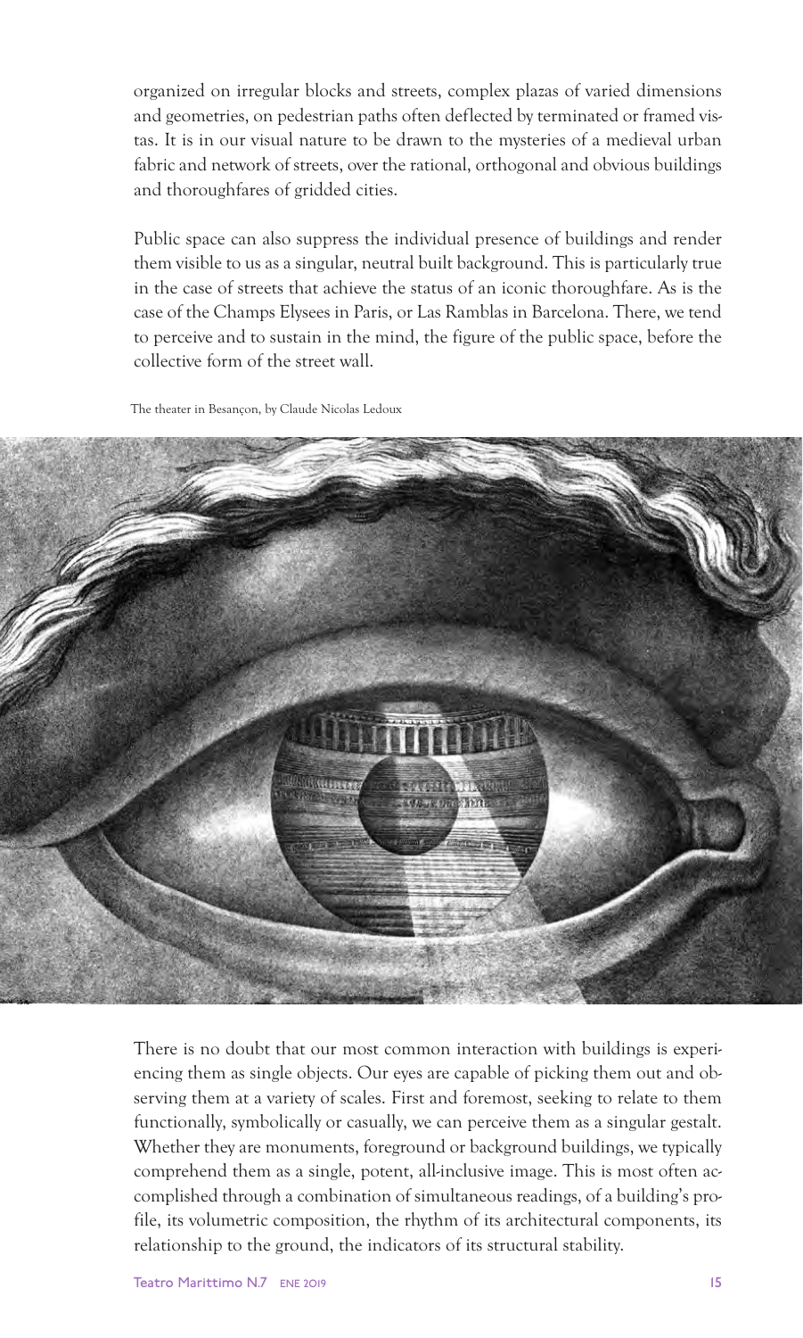organized on irregular blocks and streets, complex plazas of varied dimensions and geometries, on pedestrian paths often deflected by terminated or framed vistas. It is in our visual nature to be drawn to the mysteries of a medieval urban fabric and network of streets, over the rational, orthogonal and obvious buildings and thoroughfares of gridded cities.

Public space can also suppress the individual presence of buildings and render them visible to us as a singular, neutral built background. This is particularly true in the case of streets that achieve the status of an iconic thoroughfare. As is the case of the Champs Elysees in Paris, or Las Ramblas in Barcelona. There, we tend to perceive and to sustain in the mind, the figure of the public space, before the collective form of the street wall.

The theater in Besançon, by Claude Nicolas Ledoux

There is no doubt that our most common interaction with buildings is experiencing them as single objects. Our eyes are capable of picking them out and observing them at a variety of scales. First and foremost, seeking to relate to them functionally, symbolically or casually, we can perceive them as a singular gestalt. Whether they are monuments, foreground or background buildings, we typically comprehend them as a single, potent, all-inclusive image. This is most often accomplished through a combination of simultaneous readings, of a building's profile, its volumetric composition, the rhythm of its architectural components, its relationship to the ground, the indicators of its structural stability.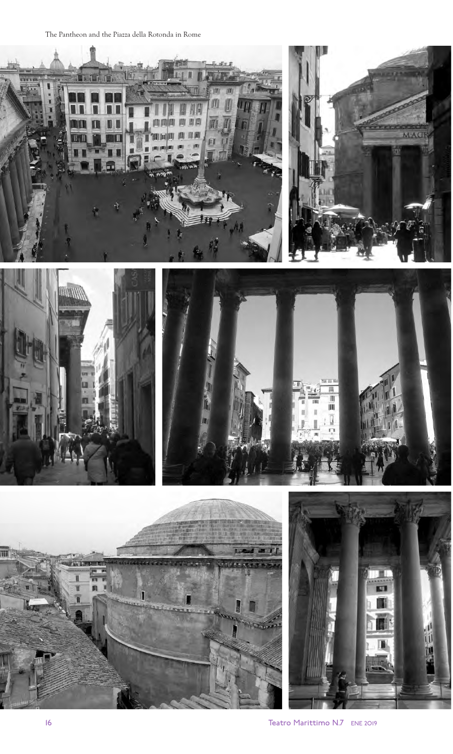The Pantheon and the Piazza della Rotonda in Rome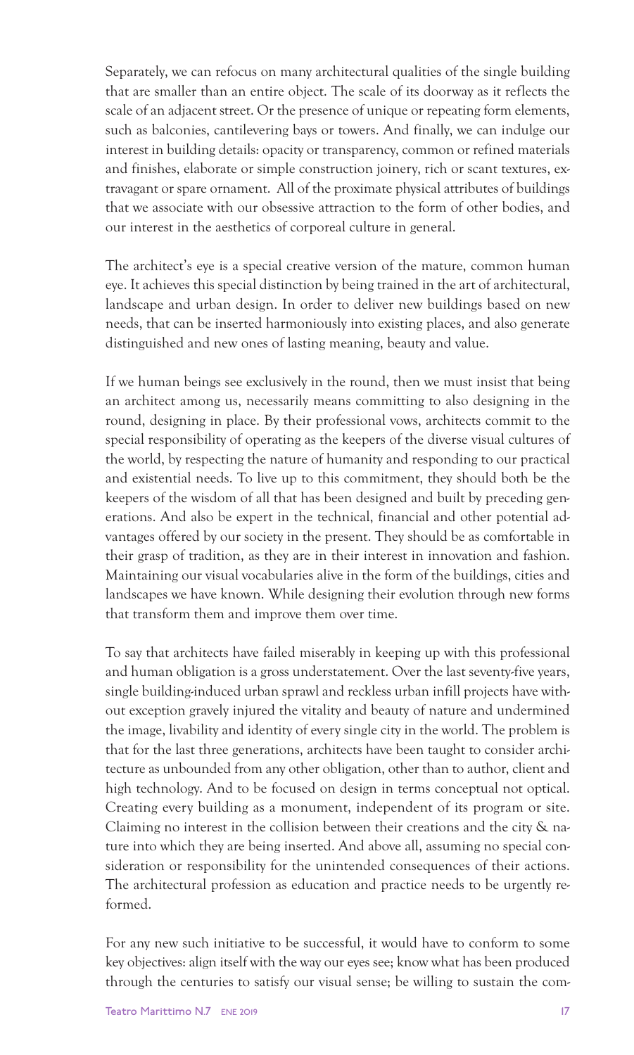Separately, we can refocus on many architectural qualities of the single building that are smaller than an entire object. The scale of its doorway as it reflects the scale of an adjacent street. Or the presence of unique or repeating form elements, such as balconies, cantilevering bays or towers. And finally, we can indulge our interest in building details: opacity or transparency, common or refined materials and finishes, elaborate or simple construction joinery, rich or scant textures, extravagant or spare ornament. All of the proximate physical attributes of buildings that we associate with our obsessive attraction to the form of other bodies, and our interest in the aesthetics of corporeal culture in general.

The architect's eye is a special creative version of the mature, common human eye. It achieves this special distinction by being trained in the art of architectural, landscape and urban design. In order to deliver new buildings based on new needs, that can be inserted harmoniously into existing places, and also generate distinguished and new ones of lasting meaning, beauty and value.

If we human beings see exclusively in the round, then we must insist that being an architect among us, necessarily means committing to also designing in the round, designing in place. By their professional vows, architects commit to the special responsibility of operating as the keepers of the diverse visual cultures of the world, by respecting the nature of humanity and responding to our practical and existential needs. To live up to this commitment, they should both be the keepers of the wisdom of all that has been designed and built by preceding generations. And also be expert in the technical, financial and other potential advantages offered by our society in the present. They should be as comfortable in their grasp of tradition, as they are in their interest in innovation and fashion. Maintaining our visual vocabularies alive in the form of the buildings, cities and landscapes we have known. While designing their evolution through new forms that transform them and improve them over time.

To say that architects have failed miserably in keeping up with this professional and human obligation is a gross understatement. Over the last seventy-five years, single building-induced urban sprawl and reckless urban infill projects have without exception gravely injured the vitality and beauty of nature and undermined the image, livability and identity of every single city in the world. The problem is that for the last three generations, architects have been taught to consider architecture as unbounded from any other obligation, other than to author, client and high technology. And to be focused on design in terms conceptual not optical. Creating every building as a monument, independent of its program or site. Claiming no interest in the collision between their creations and the city & nature into which they are being inserted. And above all, assuming no special consideration or responsibility for the unintended consequences of their actions. The architectural profession as education and practice needs to be urgently reformed.

For any new such initiative to be successful, it would have to conform to some key objectives: align itself with the way our eyes see; know what has been produced through the centuries to satisfy our visual sense; be willing to sustain the com-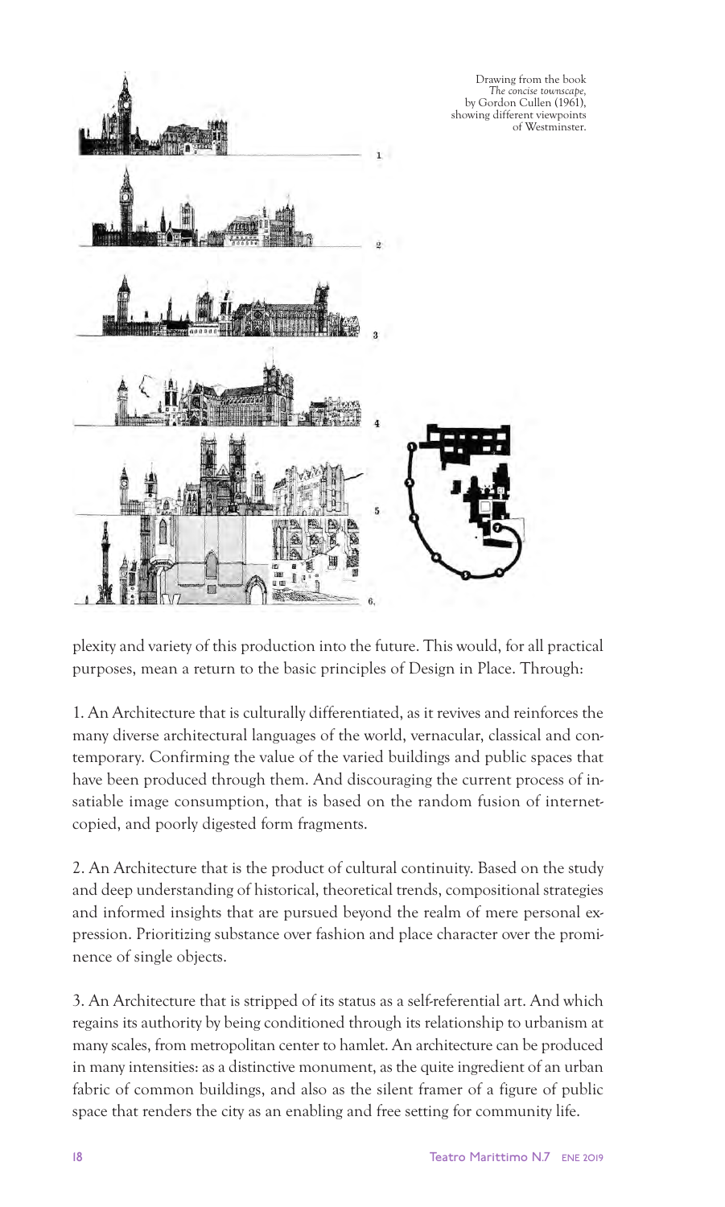Drawing from the book *The concise townscape*, by Gordon Cullen (1961), showing different viewpoints of Westminster.

plexity and variety of this production into the future. This would, for all practical purposes, mean a return to the basic principles of Design in Place. Through:

1. An Architecture that is culturally differentiated, as it revives and reinforces the many diverse architectural languages of the world, vernacular, classical and contemporary. Confirming the value of the varied buildings and public spaces that have been produced through them. And discouraging the current process of insatiable image consumption, that is based on the random fusion of internet-copied, and poorly digested form fragments.

2. An Architecture that is the product of cultural continuity. Based on the study and deep understanding of historical, theoretical trends, compositional strategies and informed insights that are pursued beyond the realm of mere personal expression. Prioritizing substance over fashion and place character over the prominence of single objects.

3. An Architecture that is stripped of its status as a self-referential art. And which regains its authority by being conditioned through its relationship to urbanism at many scales, from metropolitan center to hamlet. An architecture can be produced in many intensities: as a distinctive monument, as the quite ingredient of an urban fabric of common buildings, and also as the silent framer of a figure of public space that renders the city as an enabling and free setting for community life.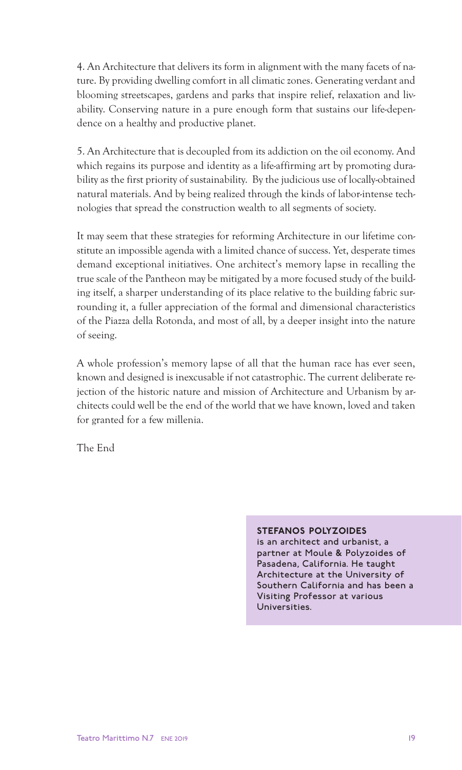4. An Architecture that delivers its form in alignment with the many facets of nature. By providing dwelling comfort in all climatic zones. Generating verdant and blooming streetscapes, gardens and parks that inspire relief, relaxation and livability. Conserving nature in a pure enough form that sustains our life-dependence on a healthy and productive planet.

5. An Architecture that is decoupled from its addiction on the oil economy. And which regains its purpose and identity as a life-affirming art by promoting durability as the first priority of sustainability. By the judicious use of locally-obtained natural materials. And by being realized through the kinds of labor-intense technologies that spread the construction wealth to all segments of society.

It may seem that these strategies for reforming Architecture in our lifetime constitute an impossible agenda with a limited chance of success. Yet, desperate times demand exceptional initiatives. One architect's memory lapse in recalling the true scale of the Pantheon may be mitigated by a more focused study of the building itself, a sharper understanding of its place relative to the building fabric surrounding it, a fuller appreciation of the formal and dimensional characteristics of the Piazza della Rotonda, and most of all, by a deeper insight into the nature of seeing.

A whole profession's memory lapse of all that the human race has ever seen, known and designed is inexcusable if not catastrophic. The current deliberate rejection of the historic nature and mission of Architecture and Urbanism by architects could well be the end of the world that we have known, loved and taken for granted for a few millenia.

The End

**STEFANOS POLYZOIDES**
is an architect and urbanist, a partner at Moule & Polyzoides of Pasadena, California. He taught Architecture at the University of Southern California and has been a Visiting Professor at various Universities.